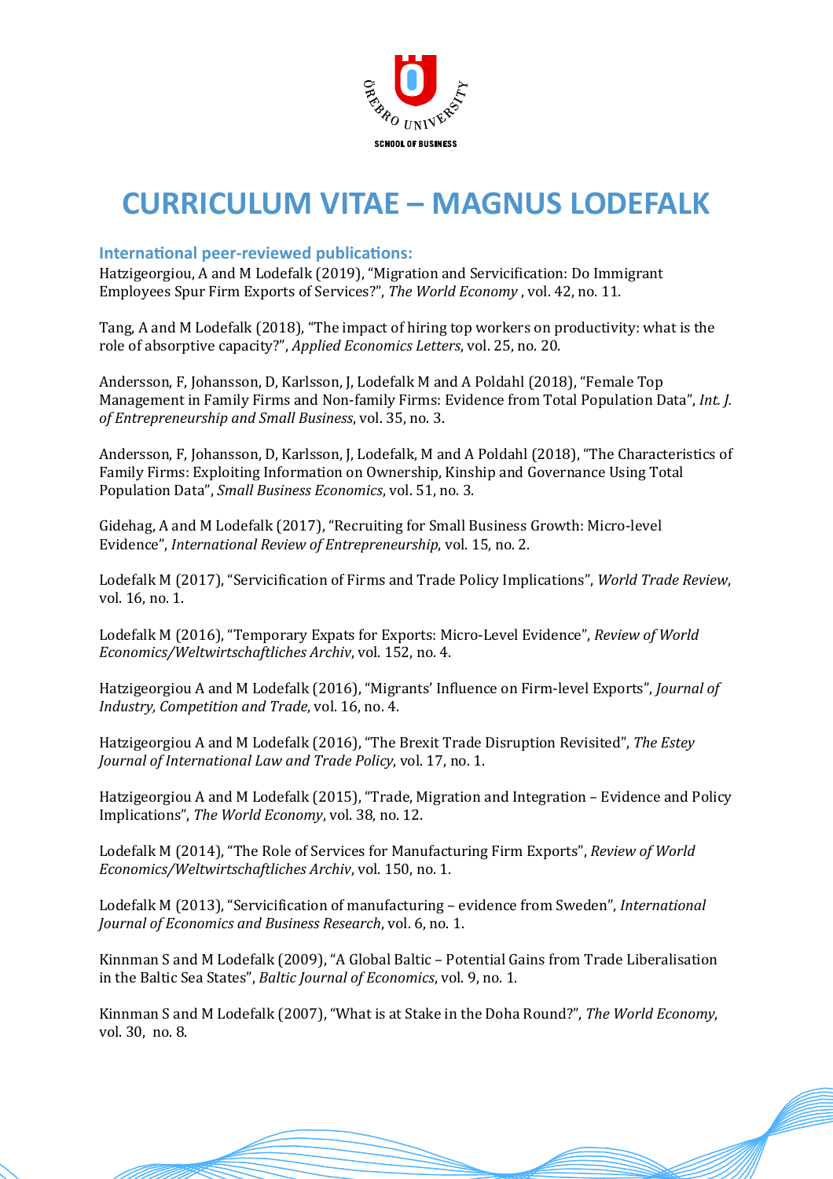# CURRICULUM VITAE – MAGNUS LODEFALK

## International peer-reviewed publications:

Hatzigeorgiou, A and M Lodefalk (2019), "Migration and Servicification: Do Immigrant Employees Spur Firm Exports of Services?", *The World Economy* , vol. 42, no. 11.

Tang, A and M Lodefalk (2018), "The impact of hiring top workers on productivity: what is the role of absorptive capacity?", *Applied Economics Letters*, vol. 25, no. 20.

Andersson, F, Johansson, D, Karlsson, J, Lodefalk M and A Poldahl (2018), "Female Top Management in Family Firms and Non-family Firms: Evidence from Total Population Data", *Int. J. of Entrepreneurship and Small Business*, vol. 35, no. 3.

Andersson, F, Johansson, D, Karlsson, J, Lodefalk, M and A Poldahl (2018), "The Characteristics of Family Firms: Exploiting Information on Ownership, Kinship and Governance Using Total Population Data", *Small Business Economics*, vol. 51, no. 3.

Gidehag, A and M Lodefalk (2017), "Recruiting for Small Business Growth: Micro-level Evidence", *International Review of Entrepreneurship*, vol. 15, no. 2.

Lodefalk M (2017), "Servicification of Firms and Trade Policy Implications", *World Trade Review*, vol. 16, no. 1.

Lodefalk M (2016), "Temporary Expats for Exports: Micro-Level Evidence", *Review of World Economics/Weltwirtschaftliches Archiv*, vol. 152, no. 4.

Hatzigeorgiou A and M Lodefalk (2016), "Migrants' Influence on Firm-level Exports", *Journal of Industry, Competition and Trade*, vol. 16, no. 4.

Hatzigeorgiou A and M Lodefalk (2016), "The Brexit Trade Disruption Revisited", *The Estey Journal of International Law and Trade Policy*, vol. 17, no. 1.

Hatzigeorgiou A and M Lodefalk (2015), "Trade, Migration and Integration – Evidence and Policy Implications", *The World Economy*, vol. 38, no. 12.

Lodefalk M (2014), "The Role of Services for Manufacturing Firm Exports", *Review of World Economics/Weltwirtschaftliches Archiv*, vol. 150, no. 1.

Lodefalk M (2013), "Servicification of manufacturing – evidence from Sweden", *International Journal of Economics and Business Research*, vol. 6, no. 1.

Kinnman S and M Lodefalk (2009), "A Global Baltic – Potential Gains from Trade Liberalisation in the Baltic Sea States", *Baltic Journal of Economics*, vol. 9, no. 1.

Kinnman S and M Lodefalk (2007), "What is at Stake in the Doha Round?", *The World Economy*, vol. 30, no. 8.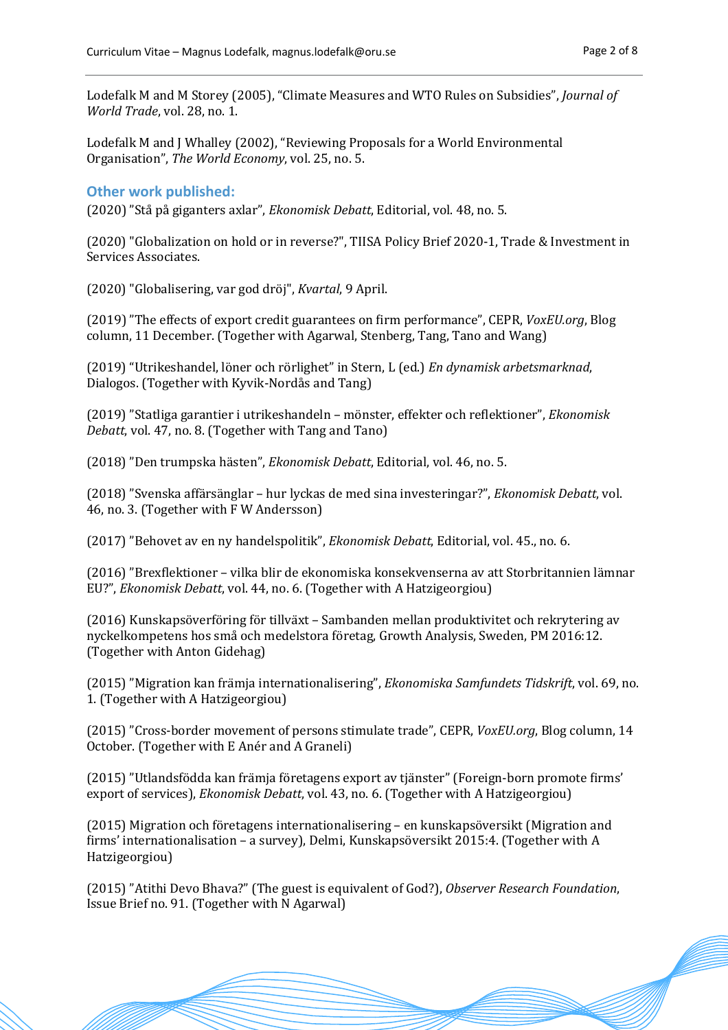Lodefalk M and M Storey (2005), "Climate Measures and WTO Rules on Subsidies", *Journal of World Trade*, vol. 28, no. 1.

Lodefalk M and J Whalley (2002), "Reviewing Proposals for a World Environmental Organisation", *The World Economy*, vol. 25, no. 5.

## Other work published:

(2020) "Stå på giganters axlar", *Ekonomisk Debatt*, Editorial, vol. 48, no. 5.

(2020) "Globalization on hold or in reverse?", TIISA Policy Brief 2020-1, Trade & Investment in Services Associates.

(2020) "Globalisering, var god dröj", *Kvartal*, 9 April.

(2019) "The effects of export credit guarantees on firm performance", CEPR, *VoxEU.org*, Blog column, 11 December. (Together with Agarwal, Stenberg, Tang, Tano and Wang)

(2019) "Utrikeshandel, löner och rörlighet" in Stern, L (ed.) *En dynamisk arbetsmarknad*, Dialogos. (Together with Kyvik-Nordås and Tang)

(2019) "Statliga garantier i utrikeshandeln – mönster, effekter och reflektioner", *Ekonomisk Debatt*, vol. 47, no. 8. (Together with Tang and Tano)

(2018) "Den trumpska hästen", *Ekonomisk Debatt*, Editorial, vol. 46, no. 5.

(2018) "Svenska affärsänglar – hur lyckas de med sina investeringar?", *Ekonomisk Debatt*, vol. 46, no. 3. (Together with F W Andersson)

(2017) "Behovet av en ny handelspolitik", *Ekonomisk Debatt*, Editorial, vol. 45., no. 6.

(2016) "Brexflektioner – vilka blir de ekonomiska konsekvenserna av att Storbritannien lämnar EU?", *Ekonomisk Debatt*, vol. 44, no. 6. (Together with A Hatzigeorgiou)

(2016) Kunskapsöverföring för tillväxt – Sambanden mellan produktivitet och rekrytering av nyckelkompetens hos små och medelstora företag, Growth Analysis, Sweden, PM 2016:12. (Together with Anton Gidehag)

(2015) "Migration kan främja internationalisering", *Ekonomiska Samfundets Tidskrift*, vol. 69, no. 1. (Together with A Hatzigeorgiou)

(2015) "Cross-border movement of persons stimulate trade", CEPR, *VoxEU.org*, Blog column, 14 October. (Together with E Anér and A Graneli)

(2015) "Utlandsfödda kan främja företagens export av tjänster" (Foreign-born promote firms' export of services), *Ekonomisk Debatt*, vol. 43, no. 6. (Together with A Hatzigeorgiou)

(2015) Migration och företagens internationalisering – en kunskapsöversikt (Migration and firms' internationalisation – a survey), Delmi, Kunskapsöversikt 2015:4. (Together with A Hatzigeorgiou)

(2015) "Atithi Devo Bhava?" (The guest is equivalent of God?), *Observer Research Foundation*, Issue Brief no. 91. (Together with N Agarwal)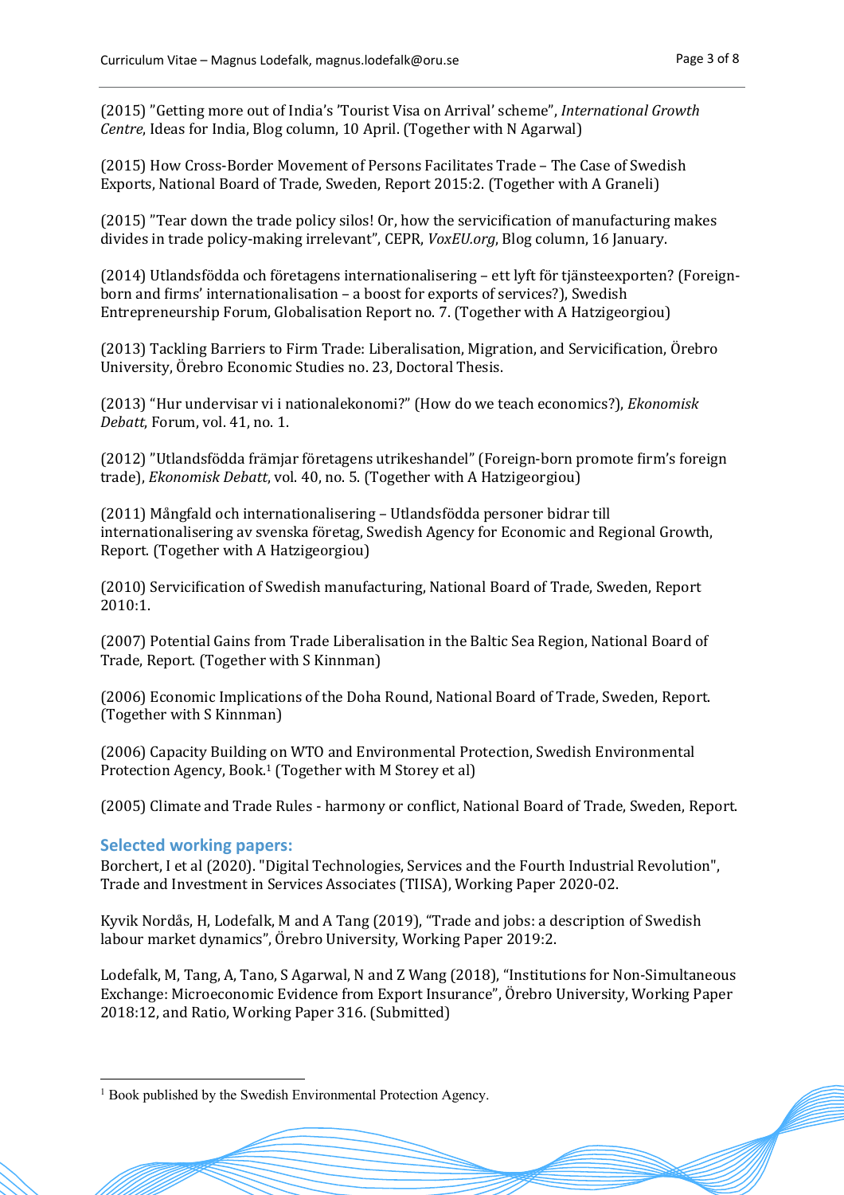(2015) ”Getting more out of India's 'Tourist Visa on Arrival' scheme”, *International Growth Centre*, Ideas for India, Blog column, 10 April. (Together with N Agarwal)

(2015) How Cross-Border Movement of Persons Facilitates Trade – The Case of Swedish Exports, National Board of Trade, Sweden, Report 2015:2. (Together with A Graneli)

(2015) ”Tear down the trade policy silos! Or, how the servicification of manufacturing makes divides in trade policy-making irrelevant”, CEPR, *VoxEU.org*, Blog column, 16 January.

(2014) Utlandsfödda och företagens internationalisering – ett lyft för tjänsteexporten? (Foreign-born and firms' internationalisation – a boost for exports of services?), Swedish Entrepreneurship Forum, Globalisation Report no. 7. (Together with A Hatzigeorgiou)

(2013) Tackling Barriers to Firm Trade: Liberalisation, Migration, and Servicification, Örebro University, Örebro Economic Studies no. 23, Doctoral Thesis.

(2013) "Hur undervisar vi i nationalekonomi?" (How do we teach economics?), *Ekonomisk Debatt*, Forum, vol. 41, no. 1.

(2012) ”Utlandsfödda främjar företagens utrikeshandel” (Foreign-born promote firm's foreign trade), *Ekonomisk Debatt*, vol. 40, no. 5. (Together with A Hatzigeorgiou)

(2011) Mångfald och internationalisering – Utlandsfödda personer bidrar till internationalisering av svenska företag, Swedish Agency for Economic and Regional Growth, Report. (Together with A Hatzigeorgiou)

(2010) Servicification of Swedish manufacturing, National Board of Trade, Sweden, Report 2010:1.

(2007) Potential Gains from Trade Liberalisation in the Baltic Sea Region, National Board of Trade, Report. (Together with S Kinnman)

(2006) Economic Implications of the Doha Round, National Board of Trade, Sweden, Report. (Together with S Kinnman)

(2006) Capacity Building on WTO and Environmental Protection, Swedish Environmental Protection Agency, Book.[1] (Together with M Storey et al)

(2005) Climate and Trade Rules - harmony or conflict, National Board of Trade, Sweden, Report.

## Selected working papers:

Borchert, I et al (2020). "Digital Technologies, Services and the Fourth Industrial Revolution", Trade and Investment in Services Associates (TIISA), Working Paper 2020-02.

Kyvik Nordås, H, Lodefalk, M and A Tang (2019), "Trade and jobs: a description of Swedish labour market dynamics", Örebro University, Working Paper 2019:2.

Lodefalk, M, Tang, A, Tano, S Agarwal, N and Z Wang (2018), "Institutions for Non-Simultaneous Exchange: Microeconomic Evidence from Export Insurance", Örebro University, Working Paper 2018:12, and Ratio, Working Paper 316. (Submitted)

[1] Book published by the Swedish Environmental Protection Agency.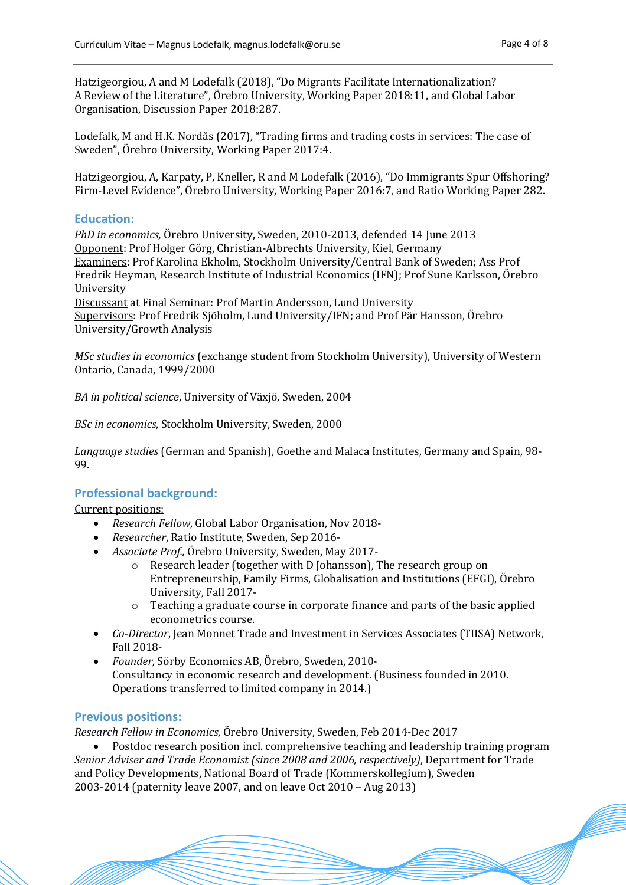Hatzigeorgiou, A and M Lodefalk (2018), "Do Migrants Facilitate Internationalization? A Review of the Literature", Örebro University, Working Paper 2018:11, and Global Labor Organisation, Discussion Paper 2018:287.

Lodefalk, M and H.K. Nordås (2017), "Trading firms and trading costs in services: The case of Sweden", Örebro University, Working Paper 2017:4.

Hatzigeorgiou, A, Karpaty, P, Kneller, R and M Lodefalk (2016), "Do Immigrants Spur Offshoring? Firm-Level Evidence", Örebro University, Working Paper 2016:7, and Ratio Working Paper 282.

## Education:

*PhD in economics,* Örebro University, Sweden, 2010-2013, defended 14 June 2013
Opponent: Prof Holger Görg, Christian-Albrechts University, Kiel, Germany
Examiners: Prof Karolina Ekholm, Stockholm University/Central Bank of Sweden; Ass Prof Fredrik Heyman, Research Institute of Industrial Economics (IFN); Prof Sune Karlsson, Örebro University
Discussant at Final Seminar: Prof Martin Andersson, Lund University
Supervisors: Prof Fredrik Sjöholm, Lund University/IFN; and Prof Pär Hansson, Örebro University/Growth Analysis

*MSc studies in economics* (exchange student from Stockholm University), University of Western Ontario, Canada, 1999/2000

*BA in political science*, University of Växjö, Sweden, 2004

*BSc in economics*, Stockholm University, Sweden, 2000

*Language studies* (German and Spanish), Goethe and Malaca Institutes, Germany and Spain, 98-99.

## Professional background:

Current positions:

- *Research Fellow*, Global Labor Organisation, Nov 2018-
- *Researcher*, Ratio Institute, Sweden, Sep 2016-
- *Associate Prof.,* Örebro University, Sweden, May 2017-
  - Research leader (together with D Johansson), The research group on Entrepreneurship, Family Firms, Globalisation and Institutions (EFGI), Örebro University, Fall 2017-
  - Teaching a graduate course in corporate finance and parts of the basic applied econometrics course.
- *Co-Director*, Jean Monnet Trade and Investment in Services Associates (TIISA) Network, Fall 2018-
- *Founder,* Sörby Economics AB, Örebro, Sweden, 2010-
  Consultancy in economic research and development. (Business founded in 2010. Operations transferred to limited company in 2014.)

## Previous positions:

*Research Fellow in Economics*, Örebro University, Sweden, Feb 2014-Dec 2017

- Postdoc research position incl. comprehensive teaching and leadership training program

*Senior Adviser and Trade Economist (since 2008 and 2006, respectively)*, Department for Trade and Policy Developments, National Board of Trade (Kommerskollegium), Sweden
2003-2014 (paternity leave 2007, and on leave Oct 2010 – Aug 2013)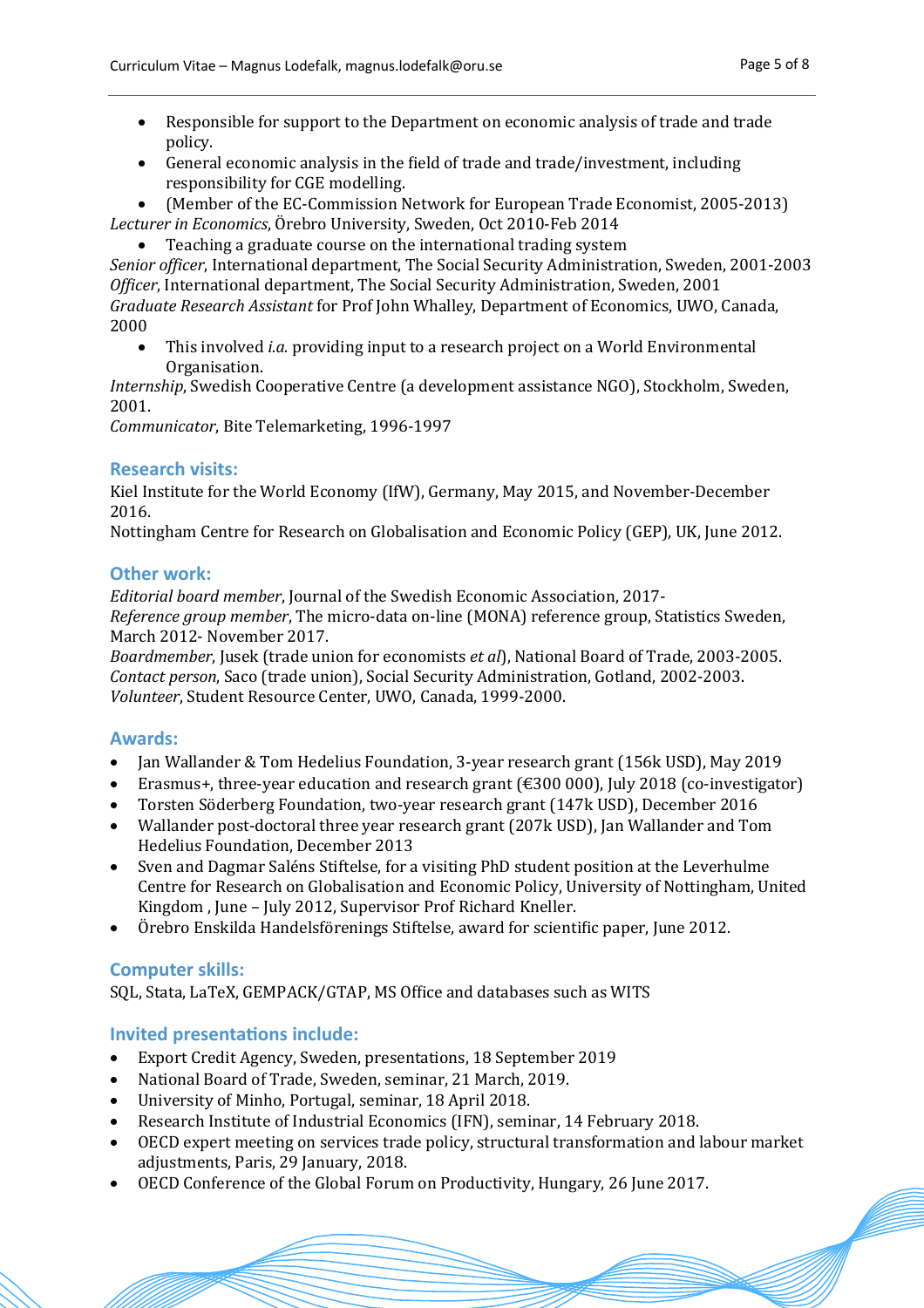- Responsible for support to the Department on economic analysis of trade and trade policy.
- General economic analysis in the field of trade and trade/investment, including responsibility for CGE modelling.
- (Member of the EC-Commission Network for European Trade Economist, 2005-2013)

*Lecturer in Economics*, Örebro University, Sweden, Oct 2010-Feb 2014

- Teaching a graduate course on the international trading system

*Senior officer*, International department, The Social Security Administration, Sweden, 2001-2003
*Officer*, International department, The Social Security Administration, Sweden, 2001
*Graduate Research Assistant* for Prof John Whalley, Department of Economics, UWO, Canada, 2000

- This involved *i.a.* providing input to a research project on a World Environmental Organisation.

*Internship*, Swedish Cooperative Centre (a development assistance NGO), Stockholm, Sweden, 2001.
*Communicator*, Bite Telemarketing, 1996-1997

## Research visits:

Kiel Institute for the World Economy (IfW), Germany, May 2015, and November-December 2016.
Nottingham Centre for Research on Globalisation and Economic Policy (GEP), UK, June 2012.

## Other work:

*Editorial board member*, Journal of the Swedish Economic Association, 2017-
*Reference group member*, The micro-data on-line (MONA) reference group, Statistics Sweden, March 2012- November 2017.
*Boardmember*, Jusek (trade union for economists *et al*), National Board of Trade, 2003-2005.
*Contact person*, Saco (trade union), Social Security Administration, Gotland, 2002-2003.
*Volunteer*, Student Resource Center, UWO, Canada, 1999-2000.

## Awards:

- Jan Wallander & Tom Hedelius Foundation, 3-year research grant (156k USD), May 2019
- Erasmus+, three-year education and research grant (€300 000), July 2018 (co-investigator)
- Torsten Söderberg Foundation, two-year research grant (147k USD), December 2016
- Wallander post-doctoral three year research grant (207k USD), Jan Wallander and Tom Hedelius Foundation, December 2013
- Sven and Dagmar Saléns Stiftelse, for a visiting PhD student position at the Leverhulme Centre for Research on Globalisation and Economic Policy, University of Nottingham, United Kingdom , June – July 2012, Supervisor Prof Richard Kneller.
- Örebro Enskilda Handelsförenings Stiftelse, award for scientific paper, June 2012.

## Computer skills:

SQL, Stata, LaTeX, GEMPACK/GTAP, MS Office and databases such as WITS

## Invited presentations include:

- Export Credit Agency, Sweden, presentations, 18 September 2019
- National Board of Trade, Sweden, seminar, 21 March, 2019.
- University of Minho, Portugal, seminar, 18 April 2018.
- Research Institute of Industrial Economics (IFN), seminar, 14 February 2018.
- OECD expert meeting on services trade policy, structural transformation and labour market adjustments, Paris, 29 January, 2018.
- OECD Conference of the Global Forum on Productivity, Hungary, 26 June 2017.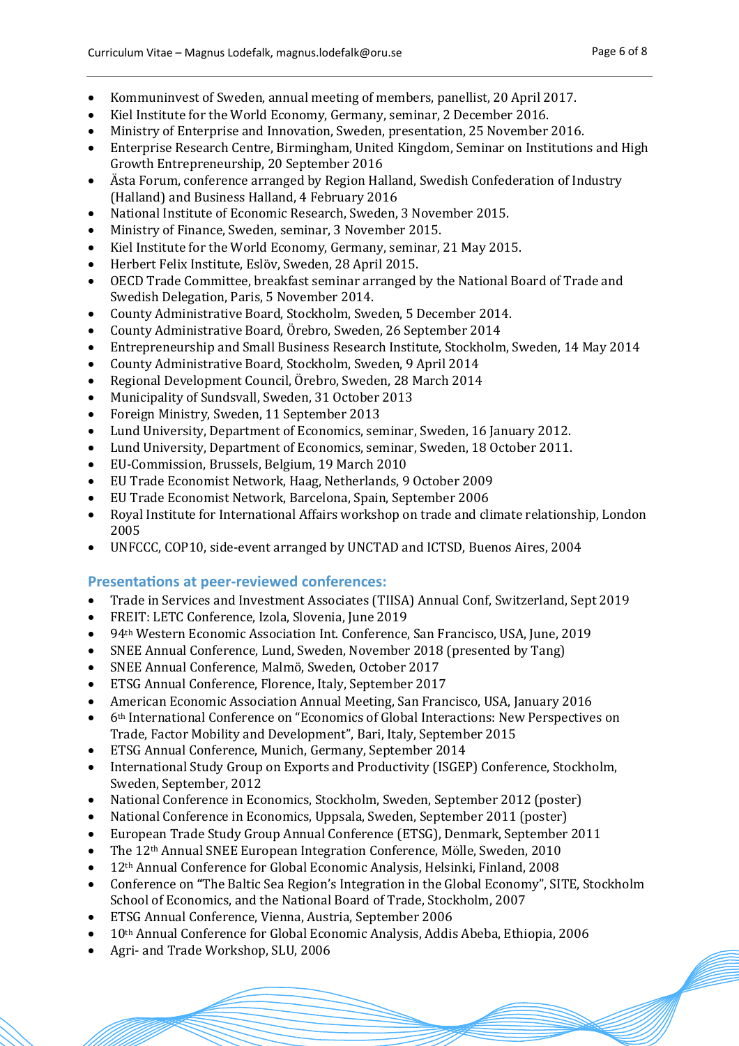- Kommuninvest of Sweden, annual meeting of members, panellist, 20 April 2017.
- Kiel Institute for the World Economy, Germany, seminar, 2 December 2016.
- Ministry of Enterprise and Innovation, Sweden, presentation, 25 November 2016.
- Enterprise Research Centre, Birmingham, United Kingdom, Seminar on Institutions and High Growth Entrepreneurship, 20 September 2016
- Ästa Forum, conference arranged by Region Halland, Swedish Confederation of Industry (Halland) and Business Halland, 4 February 2016
- National Institute of Economic Research, Sweden, 3 November 2015.
- Ministry of Finance, Sweden, seminar, 3 November 2015.
- Kiel Institute for the World Economy, Germany, seminar, 21 May 2015.
- Herbert Felix Institute, Eslöv, Sweden, 28 April 2015.
- OECD Trade Committee, breakfast seminar arranged by the National Board of Trade and Swedish Delegation, Paris, 5 November 2014.
- County Administrative Board, Stockholm, Sweden, 5 December 2014.
- County Administrative Board, Örebro, Sweden, 26 September 2014
- Entrepreneurship and Small Business Research Institute, Stockholm, Sweden, 14 May 2014
- County Administrative Board, Stockholm, Sweden, 9 April 2014
- Regional Development Council, Örebro, Sweden, 28 March 2014
- Municipality of Sundsvall, Sweden, 31 October 2013
- Foreign Ministry, Sweden, 11 September 2013
- Lund University, Department of Economics, seminar, Sweden, 16 January 2012.
- Lund University, Department of Economics, seminar, Sweden, 18 October 2011.
- EU-Commission, Brussels, Belgium, 19 March 2010
- EU Trade Economist Network, Haag, Netherlands, 9 October 2009
- EU Trade Economist Network, Barcelona, Spain, September 2006
- Royal Institute for International Affairs workshop on trade and climate relationship, London 2005
- UNFCCC, COP10, side-event arranged by UNCTAD and ICTSD, Buenos Aires, 2004

## Presentations at peer-reviewed conferences:

- Trade in Services and Investment Associates (TIISA) Annual Conf, Switzerland, Sept 2019
- FREIT: LETC Conference, Izola, Slovenia, June 2019
- 94th Western Economic Association Int. Conference, San Francisco, USA, June, 2019
- SNEE Annual Conference, Lund, Sweden, November 2018 (presented by Tang)
- SNEE Annual Conference, Malmö, Sweden, October 2017
- ETSG Annual Conference, Florence, Italy, September 2017
- American Economic Association Annual Meeting, San Francisco, USA, January 2016
- 6th International Conference on "Economics of Global Interactions: New Perspectives on Trade, Factor Mobility and Development", Bari, Italy, September 2015
- ETSG Annual Conference, Munich, Germany, September 2014
- International Study Group on Exports and Productivity (ISGEP) Conference, Stockholm, Sweden, September, 2012
- National Conference in Economics, Stockholm, Sweden, September 2012 (poster)
- National Conference in Economics, Uppsala, Sweden, September 2011 (poster)
- European Trade Study Group Annual Conference (ETSG), Denmark, September 2011
- The 12th Annual SNEE European Integration Conference, Mölle, Sweden, 2010
- 12th Annual Conference for Global Economic Analysis, Helsinki, Finland, 2008
- Conference on "The Baltic Sea Region's Integration in the Global Economy", SITE, Stockholm School of Economics, and the National Board of Trade, Stockholm, 2007
- ETSG Annual Conference, Vienna, Austria, September 2006
- 10th Annual Conference for Global Economic Analysis, Addis Abeba, Ethiopia, 2006
- Agri- and Trade Workshop, SLU, 2006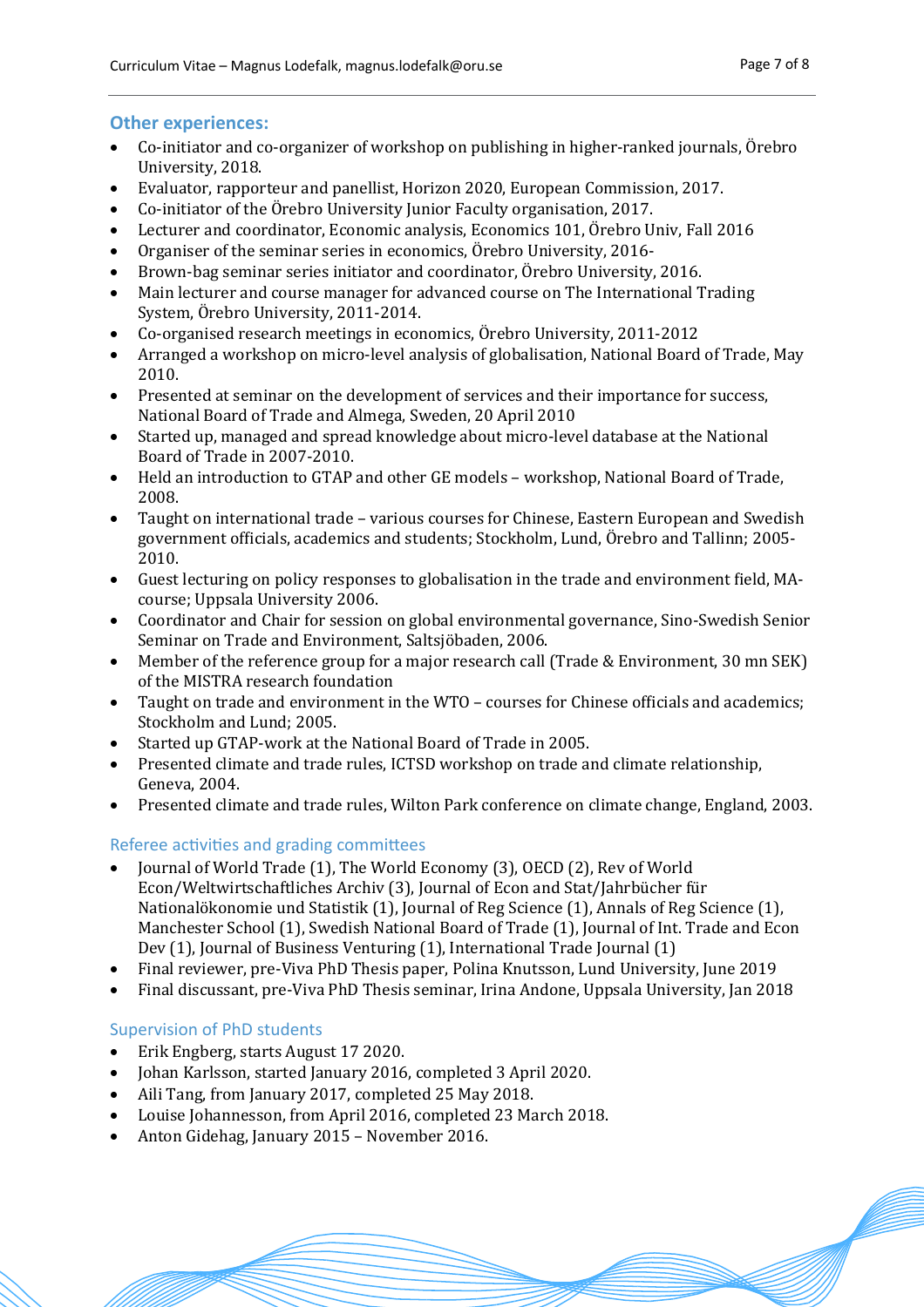## Other experiences:

- Co-initiator and co-organizer of workshop on publishing in higher-ranked journals, Örebro University, 2018.
- Evaluator, rapporteur and panellist, Horizon 2020, European Commission, 2017.
- Co-initiator of the Örebro University Junior Faculty organisation, 2017.
- Lecturer and coordinator, Economic analysis, Economics 101, Örebro Univ, Fall 2016
- Organiser of the seminar series in economics, Örebro University, 2016-
- Brown-bag seminar series initiator and coordinator, Örebro University, 2016.
- Main lecturer and course manager for advanced course on The International Trading System, Örebro University, 2011-2014.
- Co-organised research meetings in economics, Örebro University, 2011-2012
- Arranged a workshop on micro-level analysis of globalisation, National Board of Trade, May 2010.
- Presented at seminar on the development of services and their importance for success, National Board of Trade and Almega, Sweden, 20 April 2010
- Started up, managed and spread knowledge about micro-level database at the National Board of Trade in 2007-2010.
- Held an introduction to GTAP and other GE models – workshop, National Board of Trade, 2008.
- Taught on international trade – various courses for Chinese, Eastern European and Swedish government officials, academics and students; Stockholm, Lund, Örebro and Tallinn; 2005-2010.
- Guest lecturing on policy responses to globalisation in the trade and environment field, MA-course; Uppsala University 2006.
- Coordinator and Chair for session on global environmental governance, Sino-Swedish Senior Seminar on Trade and Environment, Saltsjöbaden, 2006.
- Member of the reference group for a major research call (Trade & Environment, 30 mn SEK) of the MISTRA research foundation
- Taught on trade and environment in the WTO – courses for Chinese officials and academics; Stockholm and Lund; 2005.
- Started up GTAP-work at the National Board of Trade in 2005.
- Presented climate and trade rules, ICTSD workshop on trade and climate relationship, Geneva, 2004.
- Presented climate and trade rules, Wilton Park conference on climate change, England, 2003.

### Referee activities and grading committees

- Journal of World Trade (1), The World Economy (3), OECD (2), Rev of World Econ/Weltwirtschaftliches Archiv (3), Journal of Econ and Stat/Jahrbücher für Nationalökonomie und Statistik (1), Journal of Reg Science (1), Annals of Reg Science (1), Manchester School (1), Swedish National Board of Trade (1), Journal of Int. Trade and Econ Dev (1), Journal of Business Venturing (1), International Trade Journal (1)
- Final reviewer, pre-Viva PhD Thesis paper, Polina Knutsson, Lund University, June 2019
- Final discussant, pre-Viva PhD Thesis seminar, Irina Andone, Uppsala University, Jan 2018

### Supervision of PhD students

- Erik Engberg, starts August 17 2020.
- Johan Karlsson, started January 2016, completed 3 April 2020.
- Aili Tang, from January 2017, completed 25 May 2018.
- Louise Johannesson, from April 2016, completed 23 March 2018.
- Anton Gidehag, January 2015 – November 2016.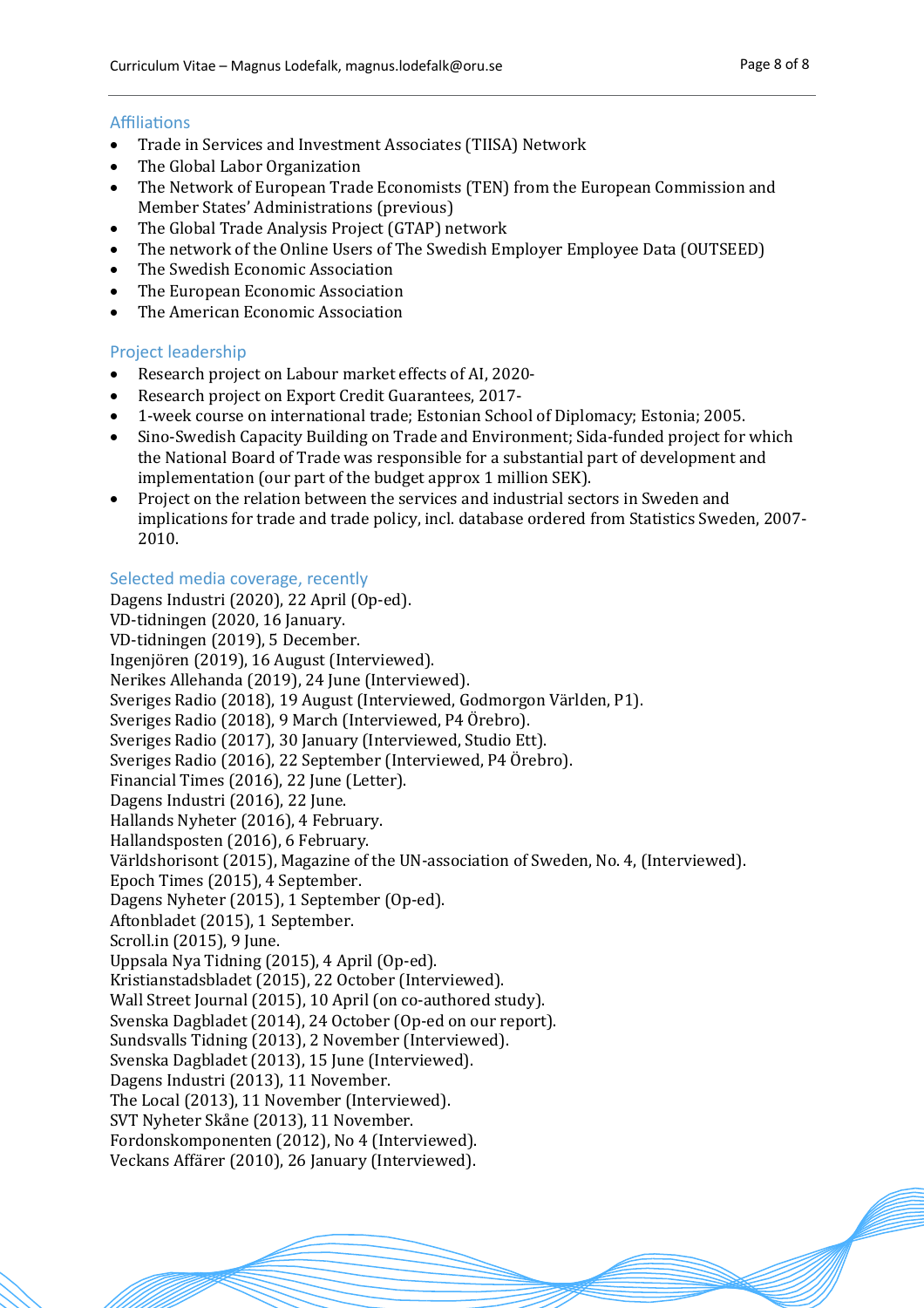## Affiliations

- Trade in Services and Investment Associates (TIISA) Network
- The Global Labor Organization
- The Network of European Trade Economists (TEN) from the European Commission and Member States' Administrations (previous)
- The Global Trade Analysis Project (GTAP) network
- The network of the Online Users of The Swedish Employer Employee Data (OUTSEED)
- The Swedish Economic Association
- The European Economic Association
- The American Economic Association

## Project leadership

- Research project on Labour market effects of AI, 2020-
- Research project on Export Credit Guarantees, 2017-
- 1-week course on international trade; Estonian School of Diplomacy; Estonia; 2005.
- Sino-Swedish Capacity Building on Trade and Environment; Sida-funded project for which the National Board of Trade was responsible for a substantial part of development and implementation (our part of the budget approx 1 million SEK).
- Project on the relation between the services and industrial sectors in Sweden and implications for trade and trade policy, incl. database ordered from Statistics Sweden, 2007-2010.

## Selected media coverage, recently

Dagens Industri (2020), 22 April (Op-ed).
VD-tidningen (2020, 16 January.
VD-tidningen (2019), 5 December.
Ingenjören (2019), 16 August (Interviewed).
Nerikes Allehanda (2019), 24 June (Interviewed).
Sveriges Radio (2018), 19 August (Interviewed, Godmorgon Världen, P1).
Sveriges Radio (2018), 9 March (Interviewed, P4 Örebro).
Sveriges Radio (2017), 30 January (Interviewed, Studio Ett).
Sveriges Radio (2016), 22 September (Interviewed, P4 Örebro).
Financial Times (2016), 22 June (Letter).
Dagens Industri (2016), 22 June.
Hallands Nyheter (2016), 4 February.
Hallandsposten (2016), 6 February.
Världshorisont (2015), Magazine of the UN-association of Sweden, No. 4, (Interviewed).
Epoch Times (2015), 4 September.
Dagens Nyheter (2015), 1 September (Op-ed).
Aftonbladet (2015), 1 September.
Scroll.in (2015), 9 June.
Uppsala Nya Tidning (2015), 4 April (Op-ed).
Kristianstadsbladet (2015), 22 October (Interviewed).
Wall Street Journal (2015), 10 April (on co-authored study).
Svenska Dagbladet (2014), 24 October (Op-ed on our report).
Sundsvalls Tidning (2013), 2 November (Interviewed).
Svenska Dagbladet (2013), 15 June (Interviewed).
Dagens Industri (2013), 11 November.
The Local (2013), 11 November (Interviewed).
SVT Nyheter Skåne (2013), 11 November.
Fordonskomponenten (2012), No 4 (Interviewed).
Veckans Affärer (2010), 26 January (Interviewed).